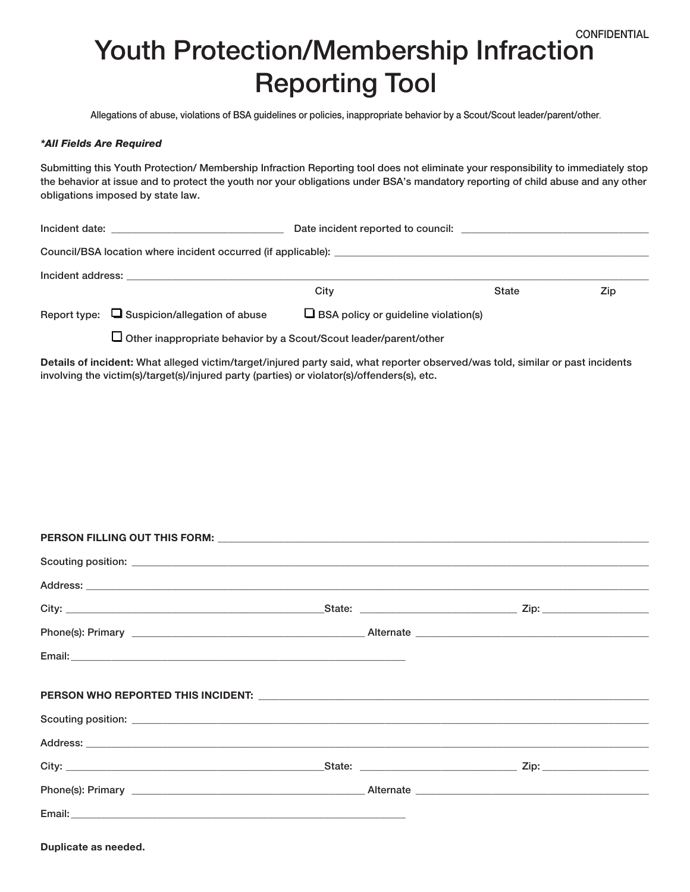CONFIDENTIAL

# Youth Protection/Membership Infraction Reporting Tool

Allegations of abuse, violations of BSA guidelines or policies, inappropriate behavior by a Scout/Scout leader/parent/other.

***All Fields Are Required***

Submitting this Youth Protection/ Membership Infraction Reporting tool does not eliminate your responsibility to immediately stop the behavior at issue and to protect the youth nor your obligations under BSA's mandatory reporting of child abuse and any other obligations imposed by state law.

Incident date: ______________________________ Date incident reported to council: ____________________________________

Council/BSA location where incident occurred (if applicable): ____________________________________________________________

Incident address: ______________________________________________________________________________________________

City State Zip

Report type: ☐ Suspicion/allegation of abuse ☐ BSA policy or guideline violation(s)

☐ Other inappropriate behavior by a Scout/Scout leader/parent/other

**Details of incident:** What alleged victim/target/injured party said, what reporter observed/was told, similar or past incidents involving the victim(s)/target(s)/injured party (parties) or violator(s)/offenders(s), etc.

**PERSON FILLING OUT THIS FORM:** ______________________________________________________________________________

Scouting position: ______________________________________________________________________________________________

Address: ______________________________________________________________________________________________________

City: ____________________________________________State: ____________________________ Zip: ___________________

Phone(s): Primary __________________________________________ Alternate __________________________________________

Email:_______________________________________________________________

**PERSON WHO REPORTED THIS INCIDENT:** ________________________________________________________________________

Scouting position: ______________________________________________________________________________________________

Address: ______________________________________________________________________________________________________

City: ____________________________________________State: ____________________________ Zip: ___________________

Phone(s): Primary __________________________________________ Alternate __________________________________________

Email:_______________________________________________________________

**Duplicate as needed.**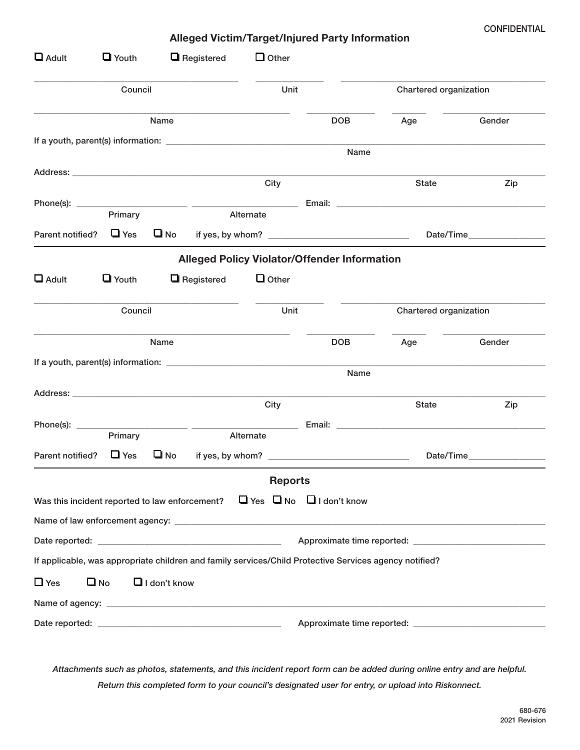CONFIDENTIAL

## Alleged Victim/Target/Injured Party Information

☐ Adult ☐ Youth ☐ Registered ☐ Other

Council: ____________________ Unit: __________ Chartered organization: ____________________

Name: ____________________ DOB: __________ Age: ______ Gender: __________

If a youth, parent(s) information: ____________________
Name

Address: ____________________
City State Zip

Phone(s): __________ __________ Email: ____________________
Primary Alternate

Parent notified? ☐ Yes ☐ No if yes, by whom? ____________________ Date/Time__________

## Alleged Policy Violator/Offender Information

☐ Adult ☐ Youth ☐ Registered ☐ Other

Council: ____________________ Unit: __________ Chartered organization: ____________________

Name: ____________________ DOB: __________ Age: ______ Gender: __________

If a youth, parent(s) information: ____________________
Name

Address: ____________________
City State Zip

Phone(s): __________ __________ Email: ____________________
Primary Alternate

Parent notified? ☐ Yes ☐ No if yes, by whom? ____________________ Date/Time__________

## Reports

Was this incident reported to law enforcement? ☐ Yes ☐ No ☐ I don't know

Name of law enforcement agency: ____________________

Date reported: ____________________ Approximate time reported: ____________________

If applicable, was appropriate children and family services/Child Protective Services agency notified?

☐ Yes ☐ No ☐ I don't know

Name of agency: ____________________

Date reported: ____________________ Approximate time reported: ____________________

*Attachments such as photos, statements, and this incident report form can be added during online entry and are helpful.*

*Return this completed form to your council's designated user for entry, or upload into Riskonnect.*

680-676
2021 Revision